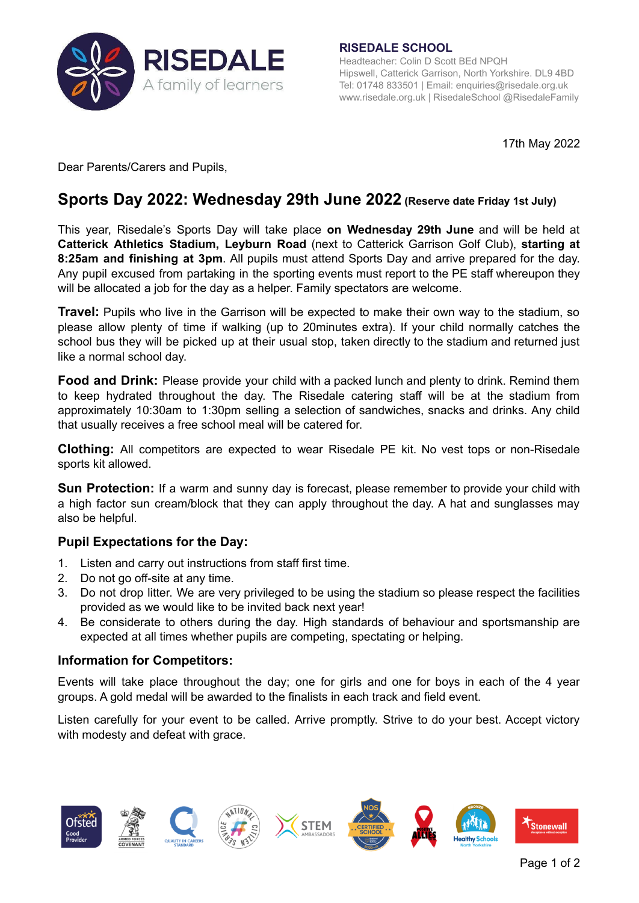RISEDALE
A family of learners

**RISEDALE SCHOOL**
Headteacher: Colin D Scott BEd NPQH
Hipswell, Catterick Garrison, North Yorkshire. DL9 4BD
Tel: 01748 833501 | Email: enquiries@risedale.org.uk
www.risedale.org.uk | RisedaleSchool @RisedaleFamily

17th May 2022

Dear Parents/Carers and Pupils,

## Sports Day 2022: Wednesday 29th June 2022 (Reserve date Friday 1st July)

This year, Risedale's Sports Day will take place **on Wednesday 29th June** and will be held at **Catterick Athletics Stadium, Leyburn Road** (next to Catterick Garrison Golf Club), **starting at 8:25am and finishing at 3pm**. All pupils must attend Sports Day and arrive prepared for the day. Any pupil excused from partaking in the sporting events must report to the PE staff whereupon they will be allocated a job for the day as a helper. Family spectators are welcome.

**Travel:** Pupils who live in the Garrison will be expected to make their own way to the stadium, so please allow plenty of time if walking (up to 20minutes extra). If your child normally catches the school bus they will be picked up at their usual stop, taken directly to the stadium and returned just like a normal school day.

**Food and Drink:** Please provide your child with a packed lunch and plenty to drink. Remind them to keep hydrated throughout the day. The Risedale catering staff will be at the stadium from approximately 10:30am to 1:30pm selling a selection of sandwiches, snacks and drinks. Any child that usually receives a free school meal will be catered for.

**Clothing:** All competitors are expected to wear Risedale PE kit. No vest tops or non-Risedale sports kit allowed.

**Sun Protection:** If a warm and sunny day is forecast, please remember to provide your child with a high factor sun cream/block that they can apply throughout the day. A hat and sunglasses may also be helpful.

### Pupil Expectations for the Day:

1. Listen and carry out instructions from staff first time.
2. Do not go off-site at any time.
3. Do not drop litter. We are very privileged to be using the stadium so please respect the facilities provided as we would like to be invited back next year!
4. Be considerate to others during the day. High standards of behaviour and sportsmanship are expected at all times whether pupils are competing, spectating or helping.

### Information for Competitors:

Events will take place throughout the day; one for girls and one for boys in each of the 4 year groups. A gold medal will be awarded to the finalists in each track and field event.

Listen carefully for your event to be called. Arrive promptly. Strive to do your best. Accept victory with modesty and defeat with grace.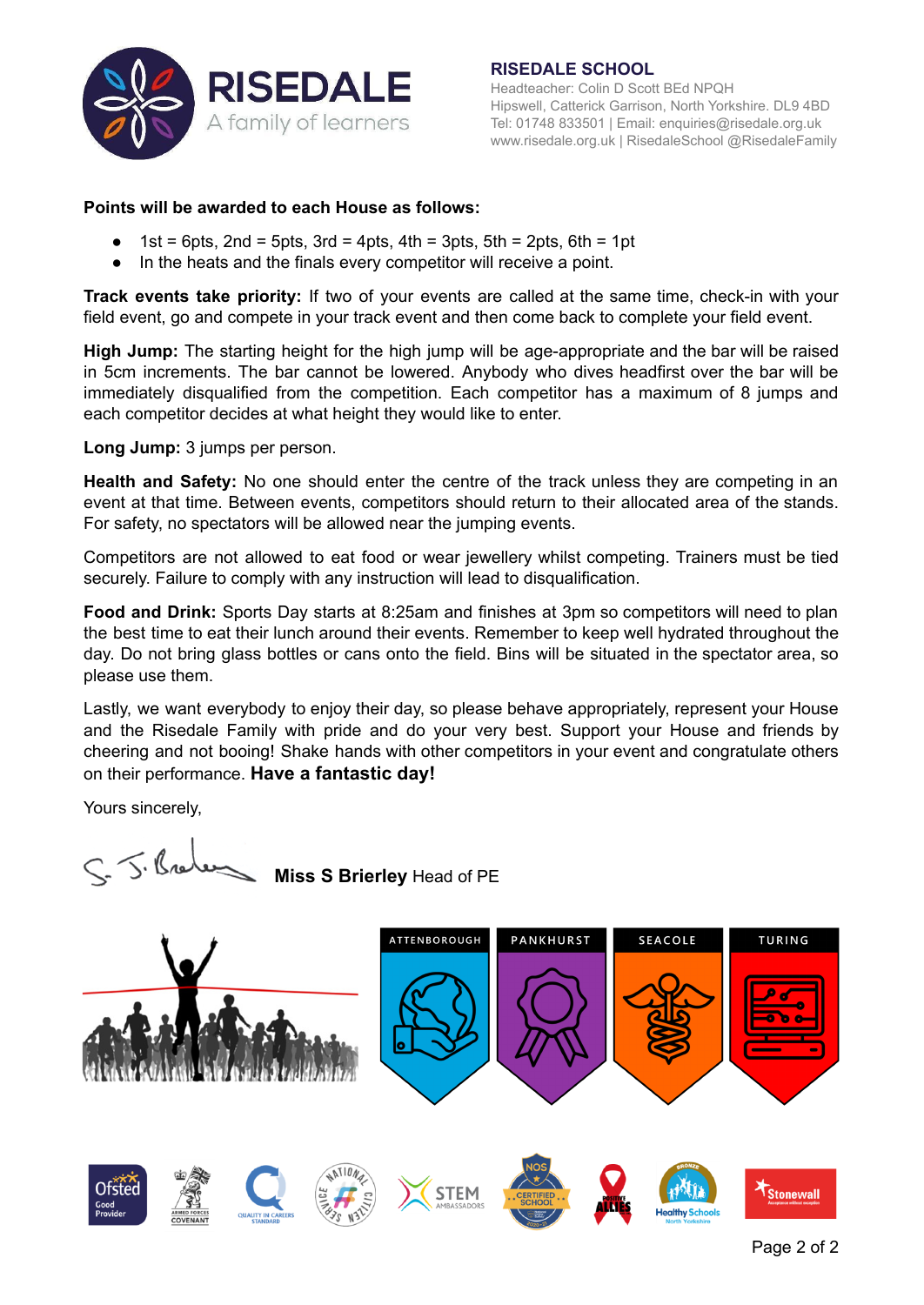**RISEDALE SCHOOL**
Headteacher: Colin D Scott BEd NPQH
Hipswell, Catterick Garrison, North Yorkshire. DL9 4BD
Tel: 01748 833501 | Email: enquiries@risedale.org.uk
www.risedale.org.uk | RisedaleSchool @RisedaleFamily

**Points will be awarded to each House as follows:**

- 1st = 6pts, 2nd = 5pts, 3rd = 4pts, 4th = 3pts, 5th = 2pts, 6th = 1pt
- In the heats and the finals every competitor will receive a point.

**Track events take priority:** If two of your events are called at the same time, check-in with your field event, go and compete in your track event and then come back to complete your field event.

**High Jump:** The starting height for the high jump will be age-appropriate and the bar will be raised in 5cm increments. The bar cannot be lowered. Anybody who dives headfirst over the bar will be immediately disqualified from the competition. Each competitor has a maximum of 8 jumps and each competitor decides at what height they would like to enter.

**Long Jump:** 3 jumps per person.

**Health and Safety:** No one should enter the centre of the track unless they are competing in an event at that time. Between events, competitors should return to their allocated area of the stands. For safety, no spectators will be allowed near the jumping events.

Competitors are not allowed to eat food or wear jewellery whilst competing. Trainers must be tied securely. Failure to comply with any instruction will lead to disqualification.

**Food and Drink:** Sports Day starts at 8:25am and finishes at 3pm so competitors will need to plan the best time to eat their lunch around their events. Remember to keep well hydrated throughout the day. Do not bring glass bottles or cans onto the field. Bins will be situated in the spectator area, so please use them.

Lastly, we want everybody to enjoy their day, so please behave appropriately, represent your House and the Risedale Family with pride and do your very best. Support your House and friends by cheering and not booing! Shake hands with other competitors in your event and congratulate others on their performance. **Have a fantastic day!**

Yours sincerely,

**Miss S Brierley** Head of PE

ATTENBOROUGH PANKHURST SEACOLE TURING